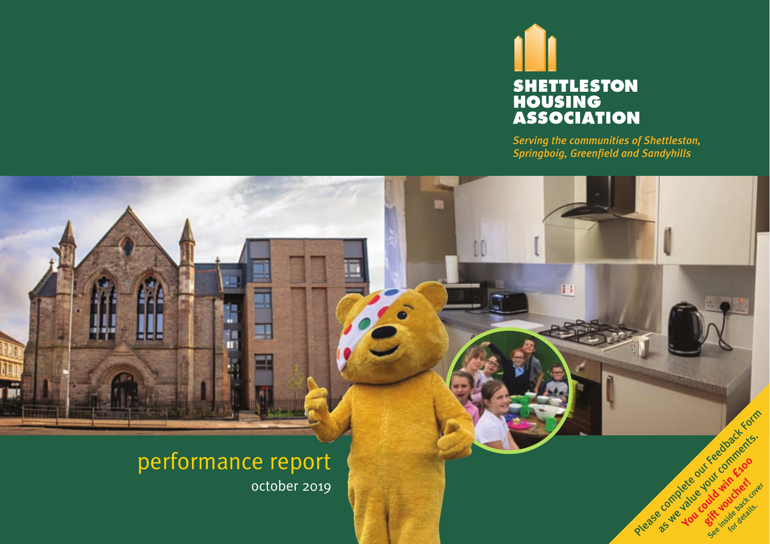# SHETTLESTON HOUSING ASSOCIATION

*Serving the communities of Shettleston, Springboig, Greenfield and Sandyhills*

## performance report

october 2019

**Please complete our Feedback Form as we value your comments. You could win £100 gift voucher!** See inside back cover for details.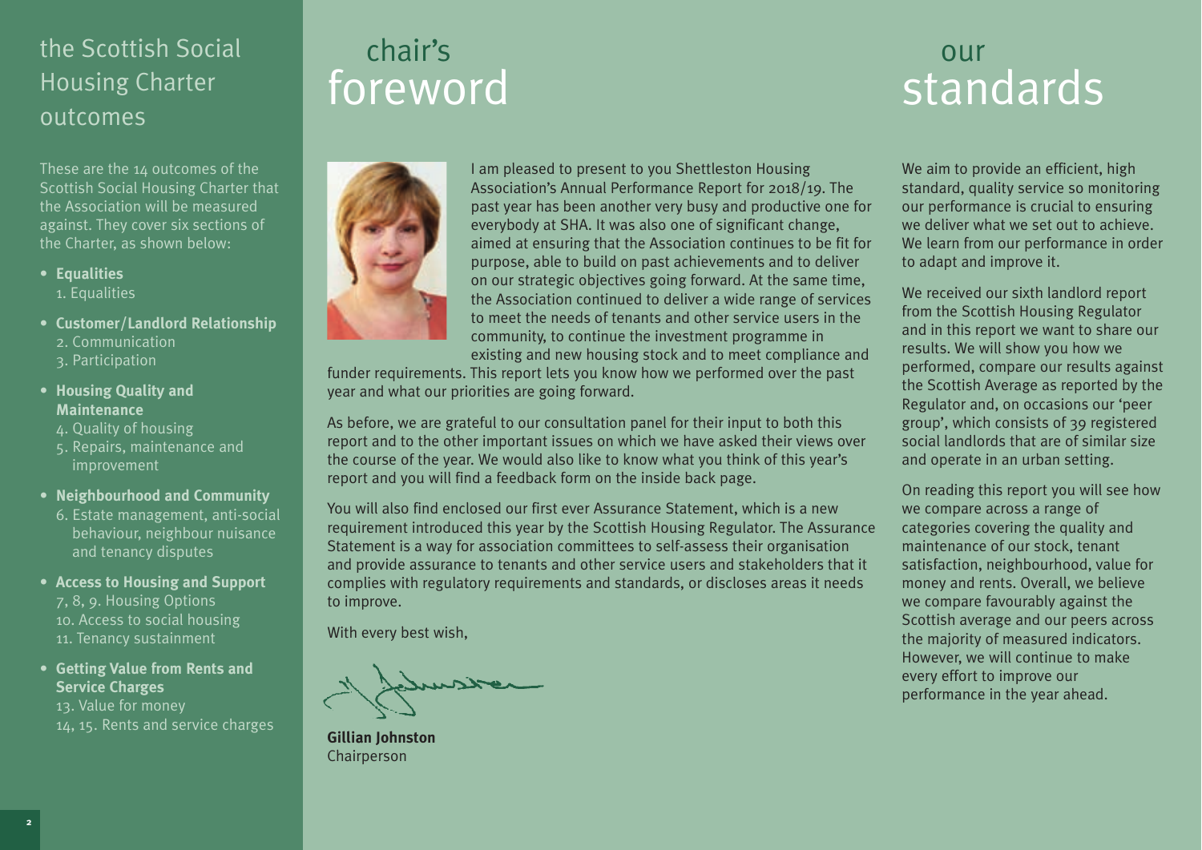## the Scottish Social Housing Charter outcomes

These are the 14 outcomes of the Scottish Social Housing Charter that the Association will be measured against. They cover six sections of the Charter, as shown below:

- **Equalities**
  1. Equalities
- **Customer/Landlord Relationship**
  2. Communication
  3. Participation
- **Housing Quality and Maintenance**
  4. Quality of housing
  5. Repairs, maintenance and improvement
- **Neighbourhood and Community**
  6. Estate management, anti-social behaviour, neighbour nuisance and tenancy disputes
- **Access to Housing and Support**
  7, 8, 9. Housing Options
  10. Access to social housing
  11. Tenancy sustainment
- **Getting Value from Rents and Service Charges**
  13. Value for money
  14, 15. Rents and service charges

## chair's foreword

I am pleased to present to you Shettleston Housing Association's Annual Performance Report for 2018/19. The past year has been another very busy and productive one for everybody at SHA. It was also one of significant change, aimed at ensuring that the Association continues to be fit for purpose, able to build on past achievements and to deliver on our strategic objectives going forward. At the same time, the Association continued to deliver a wide range of services to meet the needs of tenants and other service users in the community, to continue the investment programme in existing and new housing stock and to meet compliance and funder requirements. This report lets you know how we performed over the past year and what our priorities are going forward.

As before, we are grateful to our consultation panel for their input to both this report and to the other important issues on which we have asked their views over the course of the year. We would also like to know what you think of this year's report and you will find a feedback form on the inside back page.

You will also find enclosed our first ever Assurance Statement, which is a new requirement introduced this year by the Scottish Housing Regulator. The Assurance Statement is a way for association committees to self-assess their organisation and provide assurance to tenants and other service users and stakeholders that it complies with regulatory requirements and standards, or discloses areas it needs to improve.

With every best wish,

**Gillian Johnston**
Chairperson

## our standards

We aim to provide an efficient, high standard, quality service so monitoring our performance is crucial to ensuring we deliver what we set out to achieve. We learn from our performance in order to adapt and improve it.

We received our sixth landlord report from the Scottish Housing Regulator and in this report we want to share our results. We will show you how we performed, compare our results against the Scottish Average as reported by the Regulator and, on occasions our 'peer group', which consists of 39 registered social landlords that are of similar size and operate in an urban setting.

On reading this report you will see how we compare across a range of categories covering the quality and maintenance of our stock, tenant satisfaction, neighbourhood, value for money and rents. Overall, we believe we compare favourably against the Scottish average and our peers across the majority of measured indicators. However, we will continue to make every effort to improve our performance in the year ahead.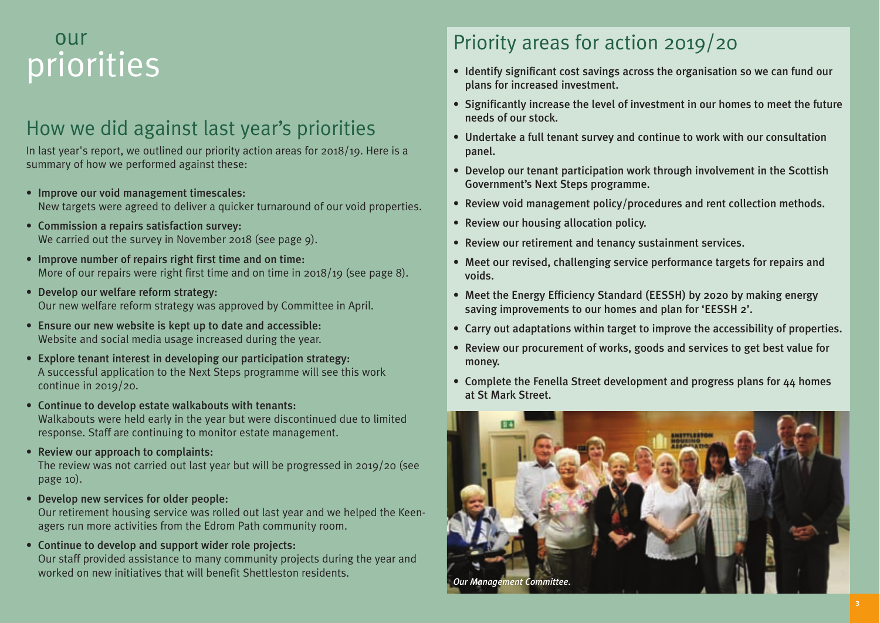# our priorities

## How we did against last year's priorities

In last year's report, we outlined our priority action areas for 2018/19. Here is a summary of how we performed against these:

- **Improve our void management timescales:**
  New targets were agreed to deliver a quicker turnaround of our void properties.
- **Commission a repairs satisfaction survey:**
  We carried out the survey in November 2018 (see page 9).
- **Improve number of repairs right first time and on time:**
  More of our repairs were right first time and on time in 2018/19 (see page 8).
- **Develop our welfare reform strategy:**
  Our new welfare reform strategy was approved by Committee in April.
- **Ensure our new website is kept up to date and accessible:**
  Website and social media usage increased during the year.
- **Explore tenant interest in developing our participation strategy:**
  A successful application to the Next Steps programme will see this work continue in 2019/20.
- **Continue to develop estate walkabouts with tenants:**
  Walkabouts were held early in the year but were discontinued due to limited response. Staff are continuing to monitor estate management.
- **Review our approach to complaints:**
  The review was not carried out last year but will be progressed in 2019/20 (see page 10).
- **Develop new services for older people:**
  Our retirement housing service was rolled out last year and we helped the Keen-agers run more activities from the Edrom Path community room.
- **Continue to develop and support wider role projects:**
  Our staff provided assistance to many community projects during the year and worked on new initiatives that will benefit Shettleston residents.

## Priority areas for action 2019/20

- **Identify significant cost savings across the organisation so we can fund our plans for increased investment.**
- **Significantly increase the level of investment in our homes to meet the future needs of our stock.**
- **Undertake a full tenant survey and continue to work with our consultation panel.**
- **Develop our tenant participation work through involvement in the Scottish Government's Next Steps programme.**
- **Review void management policy/procedures and rent collection methods.**
- **Review our housing allocation policy.**
- **Review our retirement and tenancy sustainment services.**
- **Meet our revised, challenging service performance targets for repairs and voids.**
- **Meet the Energy Efficiency Standard (EESSH) by 2020 by making energy saving improvements to our homes and plan for 'EESSH 2'.**
- **Carry out adaptations within target to improve the accessibility of properties.**
- **Review our procurement of works, goods and services to get best value for money.**
- **Complete the Fenella Street development and progress plans for 44 homes at St Mark Street.**

*Our Management Committee.*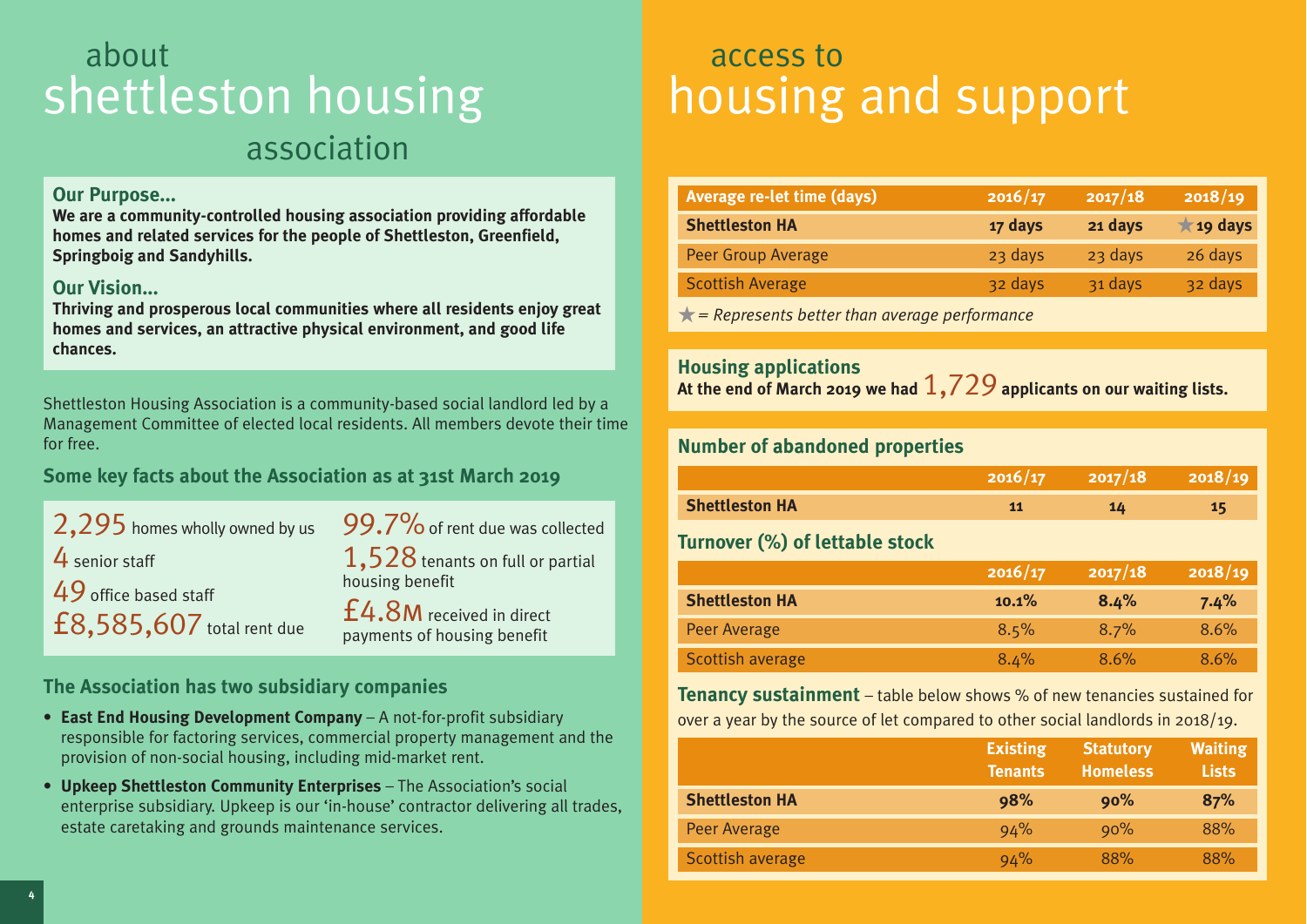# about shettleston housing association

### Our Purpose...

**We are a community-controlled housing association providing affordable homes and related services for the people of Shettleston, Greenfield, Springboig and Sandyhills.**

### Our Vision...

**Thriving and prosperous local communities where all residents enjoy great homes and services, an attractive physical environment, and good life chances.**

Shettleston Housing Association is a community-based social landlord led by a Management Committee of elected local residents. All members devote their time for free.

### Some key facts about the Association as at 31st March 2019

- 2,295 homes wholly owned by us
- 4 senior staff
- 49 office based staff
- £8,585,607 total rent due
- 99.7% of rent due was collected
- 1,528 tenants on full or partial housing benefit
- £4.8M received in direct payments of housing benefit

### The Association has two subsidiary companies

- **East End Housing Development Company** – A not-for-profit subsidiary responsible for factoring services, commercial property management and the provision of non-social housing, including mid-market rent.
- **Upkeep Shettleston Community Enterprises** – The Association's social enterprise subsidiary. Upkeep is our 'in-house' contractor delivering all trades, estate caretaking and grounds maintenance services.

# access to housing and support

| Average re-let time (days) | 2016/17 | 2017/18 | 2018/19 |
|---|---|---|---|
| **Shettleston HA** | **17 days** | **21 days** | ★ **19 days** |
| Peer Group Average | 23 days | 23 days | 26 days |
| Scottish Average | 32 days | 31 days | 32 days |

★ = *Represents better than average performance*

### Housing applications

**At the end of March 2019 we had 1,729 applicants on our waiting lists.**

### Number of abandoned properties

| | 2016/17 | 2017/18 | 2018/19 |
|---|---|---|---|
| **Shettleston HA** | **11** | **14** | **15** |

### Turnover (%) of lettable stock

| | 2016/17 | 2017/18 | 2018/19 |
|---|---|---|---|
| **Shettleston HA** | **10.1%** | **8.4%** | **7.4%** |
| Peer Average | 8.5% | 8.7% | 8.6% |
| Scottish average | 8.4% | 8.6% | 8.6% |

**Tenancy sustainment** – table below shows % of new tenancies sustained for over a year by the source of let compared to other social landlords in 2018/19.

| | Existing Tenants | Statutory Homeless | Waiting Lists |
|---|---|---|---|
| **Shettleston HA** | **98%** | **90%** | **87%** |
| Peer Average | 94% | 90% | 88% |
| Scottish average | 94% | 88% | 88% |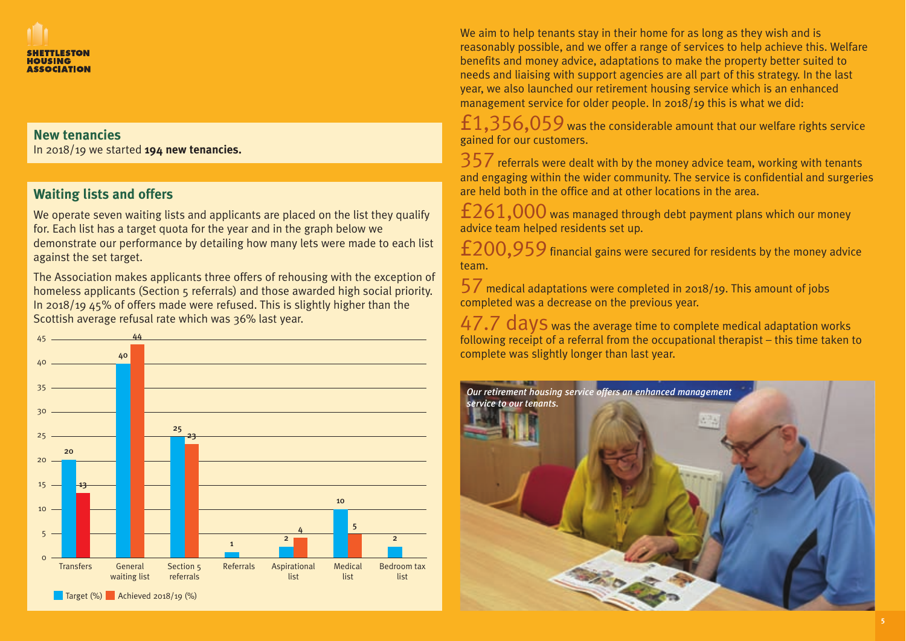## New tenancies

In 2018/19 we started **194 new tenancies.**

## Waiting lists and offers

We operate seven waiting lists and applicants are placed on the list they qualify for. Each list has a target quota for the year and in the graph below we demonstrate our performance by detailing how many lets were made to each list against the set target.

The Association makes applicants three offers of rehousing with the exception of homeless applicants (Section 5 referrals) and those awarded high social priority. In 2018/19 45% of offers made were refused. This is slightly higher than the Scottish average refusal rate which was 36% last year.

| List | Target (%) | Achieved 2018/19 (%) |
|---|---|---|
| Transfers | 20 | 13 |
| General waiting list | 40 | 44 |
| Section 5 referrals | 25 | 23 |
| Referrals | 1 | |
| Aspirational list | 2 | 4 |
| Medical list | 10 | 5 |
| Bedroom tax list | 2 | |

We aim to help tenants stay in their home for as long as they wish and is reasonably possible, and we offer a range of services to help achieve this. Welfare benefits and money advice, adaptations to make the property better suited to needs and liaising with support agencies are all part of this strategy. In the last year, we also launched our retirement housing service which is an enhanced management service for older people. In 2018/19 this is what we did:

**£1,356,059** was the considerable amount that our welfare rights service gained for our customers.

**357** referrals were dealt with by the money advice team, working with tenants and engaging within the wider community. The service is confidential and surgeries are held both in the office and at other locations in the area.

**£261,000** was managed through debt payment plans which our money advice team helped residents set up.

**£200,959** financial gains were secured for residents by the money advice team.

**57** medical adaptations were completed in 2018/19. This amount of jobs completed was a decrease on the previous year.

**47.7 days** was the average time to complete medical adaptation works following receipt of a referral from the occupational therapist – this time taken to complete was slightly longer than last year.

*Our retirement housing service offers an enhanced management service to our tenants.*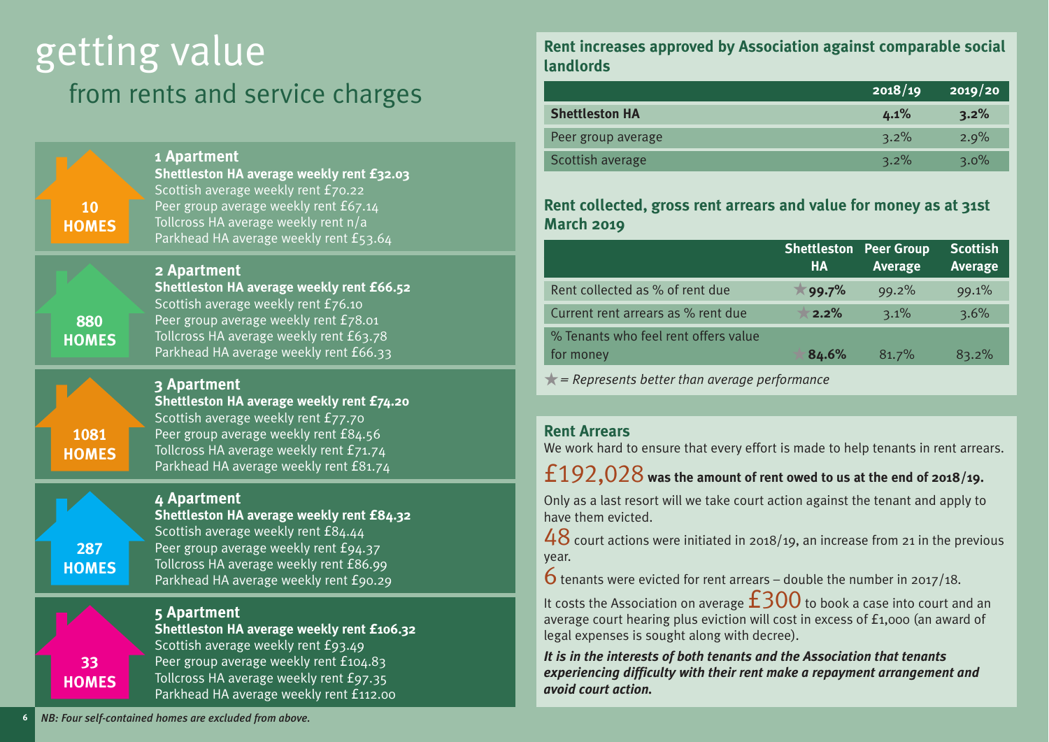# getting value

## from rents and service charges

### 1 Apartment

10 HOMES

**Shettleston HA average weekly rent £32.03**
Scottish average weekly rent £70.22
Peer group average weekly rent £67.14
Tollcross HA average weekly rent n/a
Parkhead HA average weekly rent £53.64

### 2 Apartment

880 HOMES

**Shettleston HA average weekly rent £66.52**
Scottish average weekly rent £76.10
Peer group average weekly rent £78.01
Tollcross HA average weekly rent £63.78
Parkhead HA average weekly rent £66.33

### 3 Apartment

1081 HOMES

**Shettleston HA average weekly rent £74.20**
Scottish average weekly rent £77.70
Peer group average weekly rent £84.56
Tollcross HA average weekly rent £71.74
Parkhead HA average weekly rent £81.74

### 4 Apartment

287 HOMES

**Shettleston HA average weekly rent £84.32**
Scottish average weekly rent £84.44
Peer group average weekly rent £94.37
Tollcross HA average weekly rent £86.99
Parkhead HA average weekly rent £90.29

### 5 Apartment

33 HOMES

**Shettleston HA average weekly rent £106.32**
Scottish average weekly rent £93.49
Peer group average weekly rent £104.83
Tollcross HA average weekly rent £97.35
Parkhead HA average weekly rent £112.00

*NB: Four self-contained homes are excluded from above.*

### Rent increases approved by Association against comparable social landlords

| | 2018/19 | 2019/20 |
|---|---|---|
| **Shettleston HA** | **4.1%** | **3.2%** |
| Peer group average | 3.2% | 2.9% |
| Scottish average | 3.2% | 3.0% |

### Rent collected, gross rent arrears and value for money as at 31st March 2019

| | Shettleston HA | Peer Group Average | Scottish Average |
|---|---|---|---|
| Rent collected as % of rent due | ★ **99.7%** | 99.2% | 99.1% |
| Current rent arrears as % rent due | ★ **2.2%** | 3.1% | 3.6% |
| % Tenants who feel rent offers value for money | ★ **84.6%** | 81.7% | 83.2% |

*★ = Represents better than average performance*

### Rent Arrears

We work hard to ensure that every effort is made to help tenants in rent arrears.

£192,028 **was the amount of rent owed to us at the end of 2018/19.**

Only as a last resort will we take court action against the tenant and apply to have them evicted.

48 court actions were initiated in 2018/19, an increase from 21 in the previous year.

6 tenants were evicted for rent arrears – double the number in 2017/18.

It costs the Association on average £300 to book a case into court and an average court hearing plus eviction will cost in excess of £1,000 (an award of legal expenses is sought along with decree).

***It is in the interests of both tenants and the Association that tenants experiencing difficulty with their rent make a repayment arrangement and avoid court action.***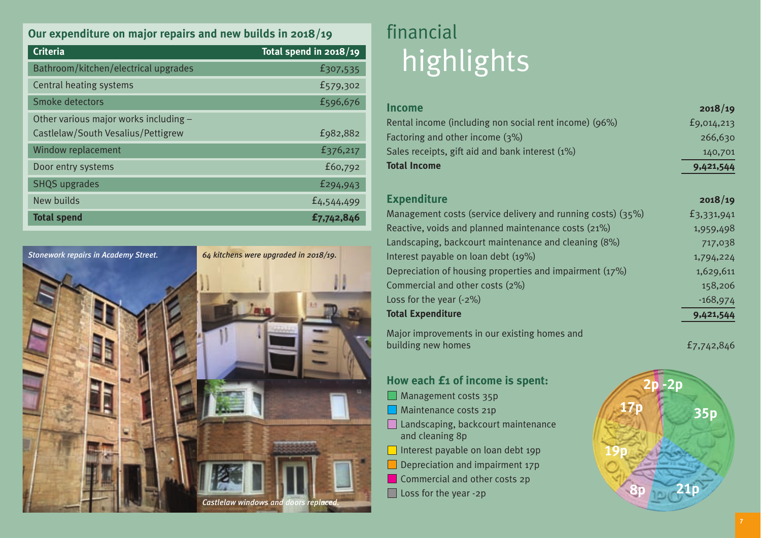## Our expenditure on major repairs and new builds in 2018/19

| Criteria | Total spend in 2018/19 |
|---|---|
| Bathroom/kitchen/electrical upgrades | £307,535 |
| Central heating systems | £579,302 |
| Smoke detectors | £596,676 |
| Other various major works including – Castlelaw/South Vesalius/Pettigrew | £982,882 |
| Window replacement | £376,217 |
| Door entry systems | £60,792 |
| SHQS upgrades | £294,943 |
| New builds | £4,544,499 |
| **Total spend** | **£7,742,846** |

*Stonework repairs in Academy Street.*

*64 kitchens were upgraded in 2018/19.*

*Castlelaw windows and doors replaced.*

# financial highlights

| **Income** | **2018/19** |
|---|---|
| Rental income (including non social rent income) (96%) | £9,014,213 |
| Factoring and other income (3%) | 266,630 |
| Sales receipts, gift aid and bank interest (1%) | 140,701 |
| **Total Income** | **9,421,544** |

| **Expenditure** | **2018/19** |
|---|---|
| Management costs (service delivery and running costs) (35%) | £3,331,941 |
| Reactive, voids and planned maintenance costs (21%) | 1,959,498 |
| Landscaping, backcourt maintenance and cleaning (8%) | 717,038 |
| Interest payable on loan debt (19%) | 1,794,224 |
| Depreciation of housing properties and impairment (17%) | 1,629,611 |
| Commercial and other costs (2%) | 158,206 |
| Loss for the year (-2%) | -168,974 |
| **Total Expenditure** | **9,421,544** |
| Major improvements in our existing homes and building new homes | £7,742,846 |

### How each £1 of income is spent:

- Management costs 35p
- Maintenance costs 21p
- Landscaping, backcourt maintenance and cleaning 8p
- Interest payable on loan debt 19p
- Depreciation and impairment 17p
- Commercial and other costs 2p
- Loss for the year -2p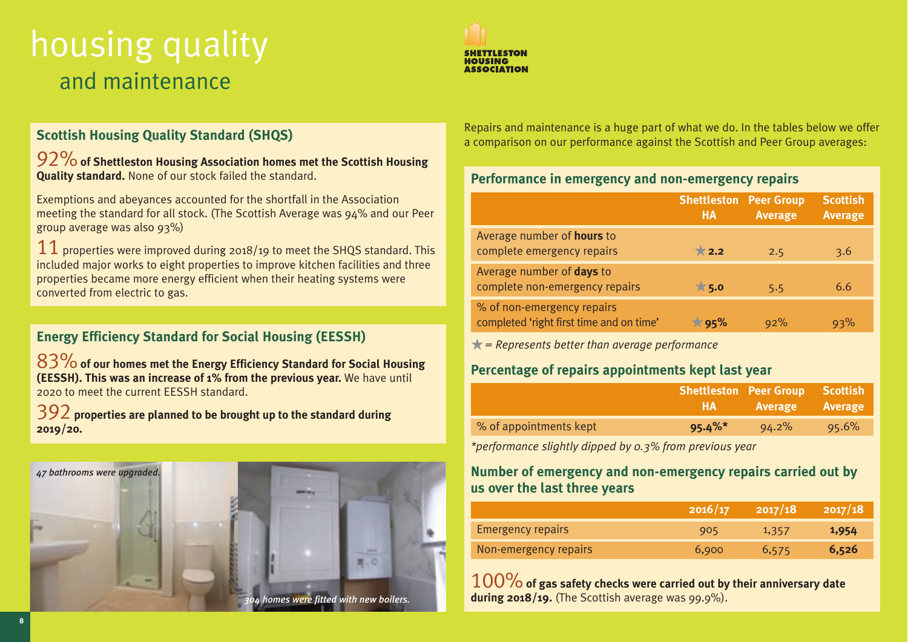# housing quality
## and maintenance

SHETTLESTON HOUSING ASSOCIATION

### Scottish Housing Quality Standard (SHQS)

92% **of Shettleston Housing Association homes met the Scottish Housing Quality standard.** None of our stock failed the standard.

Exemptions and abeyances accounted for the shortfall in the Association meeting the standard for all stock. (The Scottish Average was 94% and our Peer group average was also 93%)

11 properties were improved during 2018/19 to meet the SHQS standard. This included major works to eight properties to improve kitchen facilities and three properties became more energy efficient when their heating systems were converted from electric to gas.

### Energy Efficiency Standard for Social Housing (EESSH)

83% **of our homes met the Energy Efficiency Standard for Social Housing (EESSH). This was an increase of 1% from the previous year.** We have until 2020 to meet the current EESSH standard.

392 **properties are planned to be brought up to the standard during 2019/20.**

*47 bathrooms were upgraded.*

*304 homes were fitted with new boilers.*

Repairs and maintenance is a huge part of what we do. In the tables below we offer a comparison on our performance against the Scottish and Peer Group averages:

### Performance in emergency and non-emergency repairs

| | Shettleston HA | Peer Group Average | Scottish Average |
|---|---|---|---|
| Average number of **hours** to complete emergency repairs | ★ **2.2** | 2.5 | 3.6 |
| Average number of **days** to complete non-emergency repairs | ★ **5.0** | 5.5 | 6.6 |
| % of non-emergency repairs completed 'right first time and on time' | ★ **95%** | 92% | 93% |

★ *= Represents better than average performance*

### Percentage of repairs appointments kept last year

| | Shettleston HA | Peer Group Average | Scottish Average |
|---|---|---|---|
| % of appointments kept | **95.4%*** | 94.2% | 95.6% |

*\*performance slightly dipped by 0.3% from previous year*

### Number of emergency and non-emergency repairs carried out by us over the last three years

| | 2016/17 | 2017/18 | 2017/18 |
|---|---|---|---|
| Emergency repairs | 905 | 1,357 | **1,954** |
| Non-emergency repairs | 6,900 | 6,575 | **6,526** |

100% **of gas safety checks were carried out by their anniversary date during 2018/19.** (The Scottish average was 99.9%).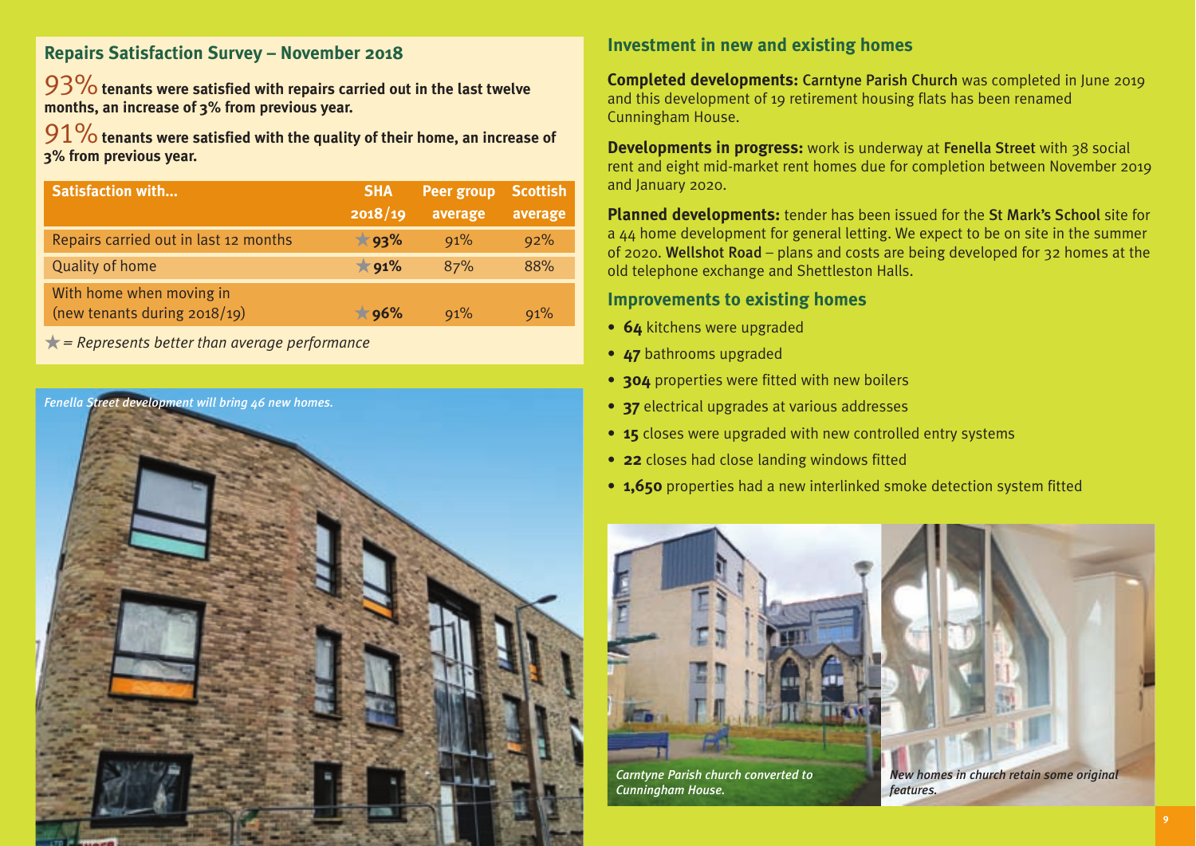## Repairs Satisfaction Survey – November 2018

**93% tenants were satisfied with repairs carried out in the last twelve months, an increase of 3% from previous year.**

**91% tenants were satisfied with the quality of their home, an increase of 3% from previous year.**

| Satisfaction with... | SHA 2018/19 | Peer group average | Scottish average |
|---|---|---|---|
| Repairs carried out in last 12 months | ★ **93%** | 91% | 92% |
| Quality of home | ★ **91%** | 87% | 88% |
| With home when moving in (new tenants during 2018/19) | ★ **96%** | 91% | 91% |

★ = *Represents better than average performance*

*Fenella Street development will bring 46 new homes.*

## Investment in new and existing homes

**Completed developments:** Carntyne Parish Church was completed in June 2019 and this development of 19 retirement housing flats has been renamed Cunningham House.

**Developments in progress:** work is underway at Fenella Street with 38 social rent and eight mid-market rent homes due for completion between November 2019 and January 2020.

**Planned developments:** tender has been issued for the St Mark's School site for a 44 home development for general letting. We expect to be on site in the summer of 2020. Wellshot Road – plans and costs are being developed for 32 homes at the old telephone exchange and Shettleston Halls.

## Improvements to existing homes

- **64** kitchens were upgraded
- **47** bathrooms upgraded
- **304** properties were fitted with new boilers
- **37** electrical upgrades at various addresses
- **15** closes were upgraded with new controlled entry systems
- **22** closes had close landing windows fitted
- **1,650** properties had a new interlinked smoke detection system fitted

*Carntyne Parish church converted to Cunningham House.*

*New homes in church retain some original features.*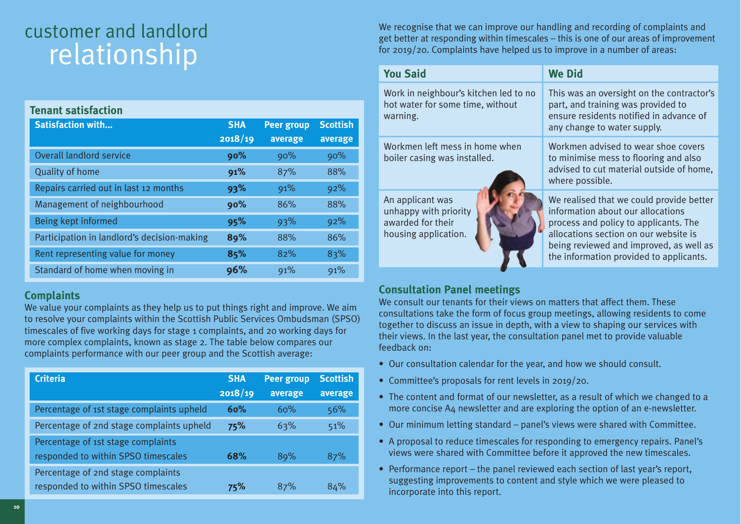# customer and landlord relationship

## Tenant satisfaction

| Satisfaction with... | SHA 2018/19 | Peer group average | Scottish average |
|---|---|---|---|
| Overall landlord service | **90%** | 90% | 90% |
| Quality of home | **91%** | 87% | 88% |
| Repairs carried out in last 12 months | **93%** | 91% | 92% |
| Management of neighbourhood | **90%** | 86% | 88% |
| Being kept informed | **95%** | 93% | 92% |
| Participation in landlord's decision-making | **89%** | 88% | 86% |
| Rent representing value for money | **85%** | 82% | 83% |
| Standard of home when moving in | **96%** | 91% | 91% |

## Complaints

We value your complaints as they help us to put things right and improve. We aim to resolve your complaints within the Scottish Public Services Ombudsman (SPSO) timescales of five working days for stage 1 complaints, and 20 working days for more complex complaints, known as stage 2. The table below compares our complaints performance with our peer group and the Scottish average:

| Criteria | SHA 2018/19 | Peer group average | Scottish average |
|---|---|---|---|
| Percentage of 1st stage complaints upheld | **60%** | 60% | 56% |
| Percentage of 2nd stage complaints upheld | **75%** | 63% | 51% |
| Percentage of 1st stage complaints responded to within SPSO timescales | **68%** | 89% | 87% |
| Percentage of 2nd stage complaints responded to within SPSO timescales | **75%** | 87% | 84% |

We recognise that we can improve our handling and recording of complaints and get better at responding within timescales – this is one of our areas of improvement for 2019/20. Complaints have helped us to improve in a number of areas:

| You Said | We Did |
|---|---|
| Work in neighbour's kitchen led to no hot water for some time, without warning. | This was an oversight on the contractor's part, and training was provided to ensure residents notified in advance of any change to water supply. |
| Workmen left mess in home when boiler casing was installed. | Workmen advised to wear shoe covers to minimise mess to flooring and also advised to cut material outside of home, where possible. |
| An applicant was unhappy with priority awarded for their housing application. | We realised that we could provide better information about our allocations process and policy to applicants. The allocations section on our website is being reviewed and improved, as well as the information provided to applicants. |

## Consultation Panel meetings

We consult our tenants for their views on matters that affect them. These consultations take the form of focus group meetings, allowing residents to come together to discuss an issue in depth, with a view to shaping our services with their views. In the last year, the consultation panel met to provide valuable feedback on:

- Our consultation calendar for the year, and how we should consult.
- Committee's proposals for rent levels in 2019/20.
- The content and format of our newsletter, as a result of which we changed to a more concise A4 newsletter and are exploring the option of an e-newsletter.
- Our minimum letting standard – panel's views were shared with Committee.
- A proposal to reduce timescales for responding to emergency repairs. Panel's views were shared with Committee before it approved the new timescales.
- Performance report – the panel reviewed each section of last year's report, suggesting improvements to content and style which we were pleased to incorporate into this report.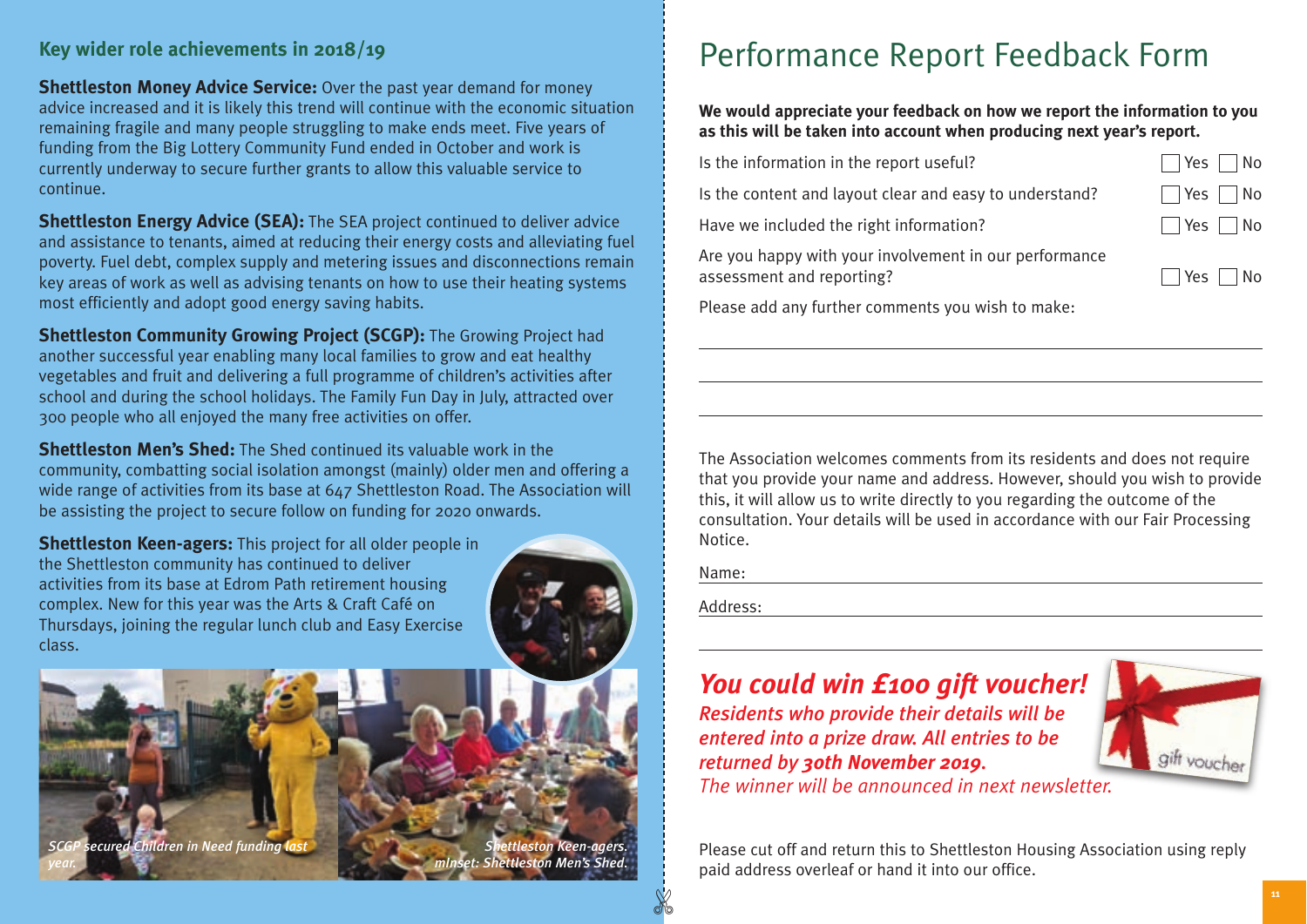## Key wider role achievements in 2018/19

**Shettleston Money Advice Service:** Over the past year demand for money advice increased and it is likely this trend will continue with the economic situation remaining fragile and many people struggling to make ends meet. Five years of funding from the Big Lottery Community Fund ended in October and work is currently underway to secure further grants to allow this valuable service to continue.

**Shettleston Energy Advice (SEA):** The SEA project continued to deliver advice and assistance to tenants, aimed at reducing their energy costs and alleviating fuel poverty. Fuel debt, complex supply and metering issues and disconnections remain key areas of work as well as advising tenants on how to use their heating systems most efficiently and adopt good energy saving habits.

**Shettleston Community Growing Project (SCGP):** The Growing Project had another successful year enabling many local families to grow and eat healthy vegetables and fruit and delivering a full programme of children's activities after school and during the school holidays. The Family Fun Day in July, attracted over 300 people who all enjoyed the many free activities on offer.

**Shettleston Men's Shed:** The Shed continued its valuable work in the community, combatting social isolation amongst (mainly) older men and offering a wide range of activities from its base at 647 Shettleston Road. The Association will be assisting the project to secure follow on funding for 2020 onwards.

**Shettleston Keen-agers:** This project for all older people in the Shettleston community has continued to deliver activities from its base at Edrom Path retirement housing complex. New for this year was the Arts & Craft Café on Thursdays, joining the regular lunch club and Easy Exercise class.

*SCGP secured Children in Need funding last year.*

*Shettleston Keen-agers. Inset: Shettleston Men's Shed.*

# Performance Report Feedback Form

**We would appreciate your feedback on how we report the information to you as this will be taken into account when producing next year's report.**

| | |
|---|---|
| Is the information in the report useful? | ☐ Yes ☐ No |
| Is the content and layout clear and easy to understand? | ☐ Yes ☐ No |
| Have we included the right information? | ☐ Yes ☐ No |
| Are you happy with your involvement in our performance assessment and reporting? | ☐ Yes ☐ No |

Please add any further comments you wish to make:

______________________________

______________________________

______________________________

The Association welcomes comments from its residents and does not require that you provide your name and address. However, should you wish to provide this, it will allow us to write directly to you regarding the outcome of the consultation. Your details will be used in accordance with our Fair Processing Notice.

Name: ______________________________

Address: ______________________________

______________________________

## *You could win £100 gift voucher!*

***Residents who provide their details will be entered into a prize draw. All entries to be returned by 30th November 2019.***

*The winner will be announced in next newsletter.*

Please cut off and return this to Shettleston Housing Association using reply paid address overleaf or hand it into our office.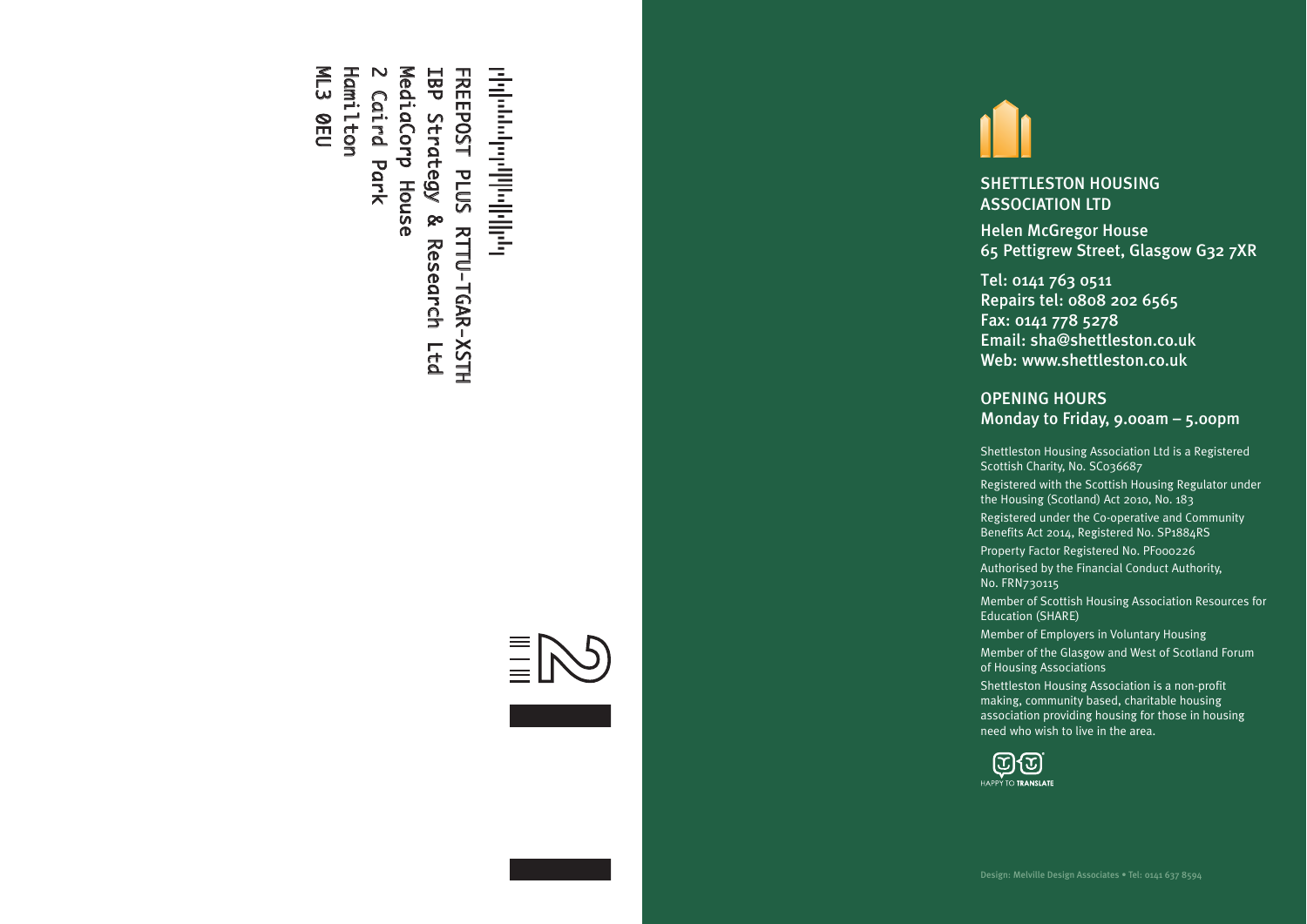FREEPOST PLUS RTTU-TGAR-XSTH
IBP Strategy & Research Ltd
MediaCorp House
2 Caird Park
Hamilton
ML3 0EU

## SHETTLESTON HOUSING ASSOCIATION LTD

Helen McGregor House
65 Pettigrew Street, Glasgow G32 7XR

Tel: 0141 763 0511
Repairs tel: 0808 202 6565
Fax: 0141 778 5278
Email: sha@shettleston.co.uk
Web: www.shettleston.co.uk

## OPENING HOURS

Monday to Friday, 9.00am – 5.00pm

Shettleston Housing Association Ltd is a Registered Scottish Charity, No. SC036687

Registered with the Scottish Housing Regulator under the Housing (Scotland) Act 2010, No. 183

Registered under the Co-operative and Community Benefits Act 2014, Registered No. SP1884RS

Property Factor Registered No. PF000226

Authorised by the Financial Conduct Authority, No. FRN730115

Member of Scottish Housing Association Resources for Education (SHARE)

Member of Employers in Voluntary Housing

Member of the Glasgow and West of Scotland Forum of Housing Associations

Shettleston Housing Association is a non-profit making, community based, charitable housing association providing housing for those in housing need who wish to live in the area.

HAPPY TO TRANSLATE

Design: Melville Design Associates • Tel: 0141 637 8594